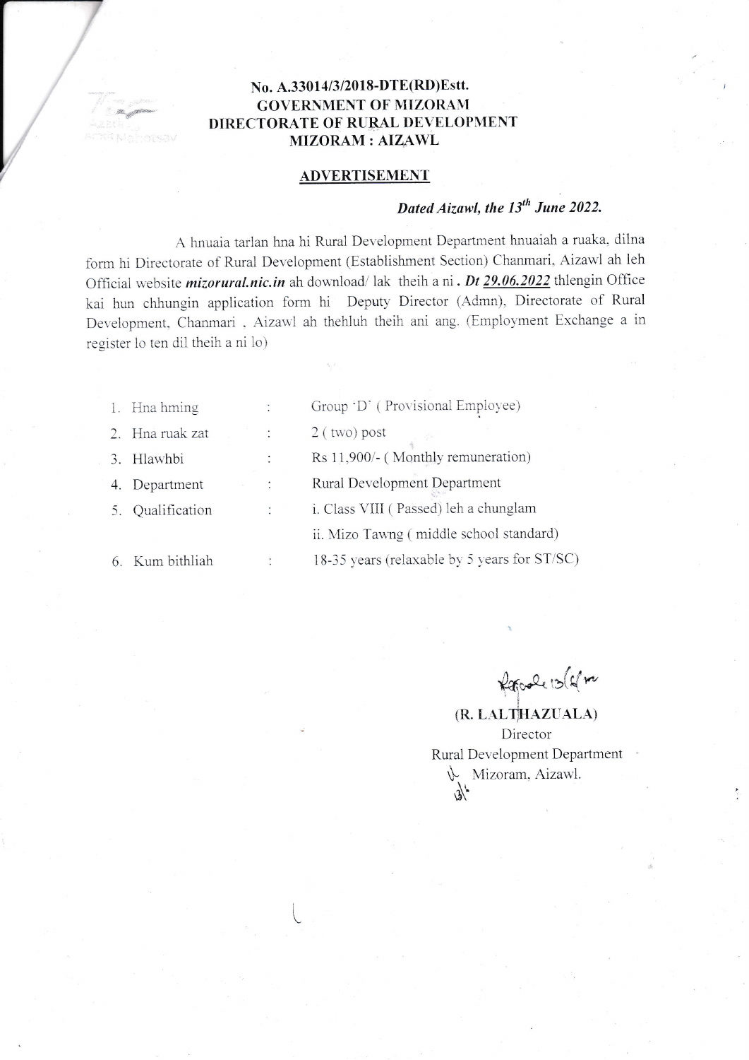**No. A.33014/3/2018-DTE(RD)Estt.**
**GOVERNMENT OF MIZORAM**
**DIRECTORATE OF RURAL DEVELOPMENT**
**MIZORAM : AIZAWL**

## ADVERTISEMENT

***Dated Aizawl, the 13th June 2022.***

A hnuaia tarlan hna hi Rural Development Department hnuaiah a ruaka, dilna form hi Directorate of Rural Development (Establishment Section) Chanmari, Aizawl ah leh Official website ***mizorural.nic.in*** ah download/ lak theih a ni . ***Dt 29.06.2022*** thlengin Office kai hun chhungin application form hi Deputy Director (Admn), Directorate of Rural Development, Chanmari , Aizawl ah thehluh theih ani ang. (Employment Exchange a in register lo ten dil theih a ni lo)

| | | | |
|---|---|---|---|
| 1. | Hna hming | : | Group 'D' ( Provisional Employee) |
| 2. | Hna ruak zat | : | 2 ( two) post |
| 3. | Hlawhbi | : | Rs 11,900/- ( Monthly remuneration) |
| 4. | Department | : | Rural Development Department |
| 5. | Qualification | : | i. Class VIII ( Passed) leh a chunglam<br>ii. Mizo Tawng ( middle school standard) |
| 6. | Kum bithliah | : | 18-35 years (relaxable by 5 years for ST/SC) |

(R. LALTHAZUALA)
Director
Rural Development Department
Mizoram, Aizawl.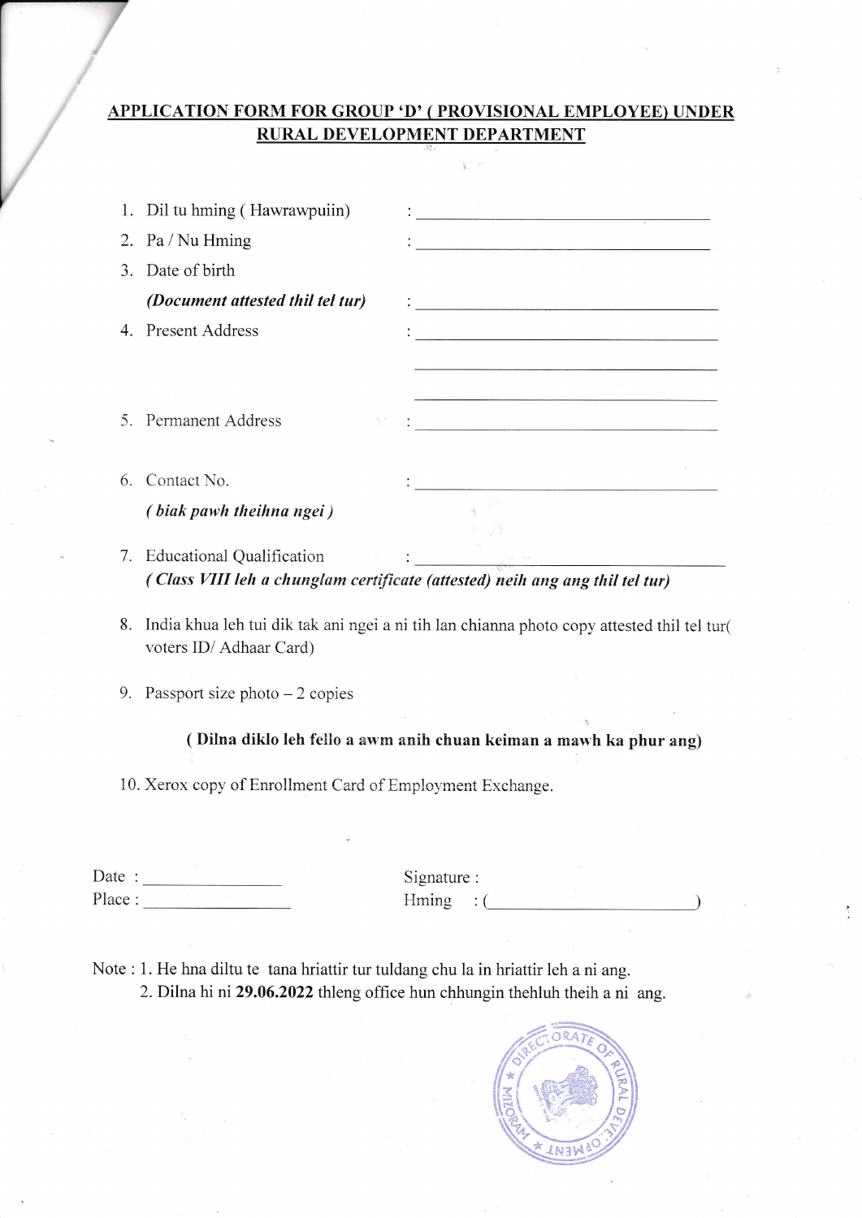## APPLICATION FORM FOR GROUP 'D' ( PROVISIONAL EMPLOYEE) UNDER RURAL DEVELOPMENT DEPARTMENT

1. Dil tu hming ( Hawrawpuiin) : ______________________
2. Pa / Nu Hming : ______________________
3. Date of birth
   ***(Document attested thil tel tur)*** : ______________________
4. Present Address : ______________________
   ______________________
   ______________________
5. Permanent Address : ______________________
6. Contact No. : ______________________
   ***( biak pawh theihna ngei )***
7. Educational Qualification : ______________________
   ***( Class VIII leh a chunglam certificate (attested) neih ang ang thil tel tur)***
8. India khua leh tui dik tak ani ngei a ni tih lan chianna photo copy attested thil tel tur( voters ID/ Adhaar Card)
9. Passport size photo – 2 copies

   **( Dilna diklo leh fello a awm anih chuan keiman a mawh ka phur ang)**

10. Xerox copy of Enrollment Card of Employment Exchange.

Date : ______________

Place : ______________

Signature :

Hming : (______________________)

Note : 1. He hna diltu te tana hriattir tur tuldang chu la in hriattir leh a ni ang.
2. Dilna hi ni **29.06.2022** thleng office hun chhungin thehluh theih a ni ang.

DIRECTORATE OF RURAL DEVELOPMENT ★ MIZORAM ★